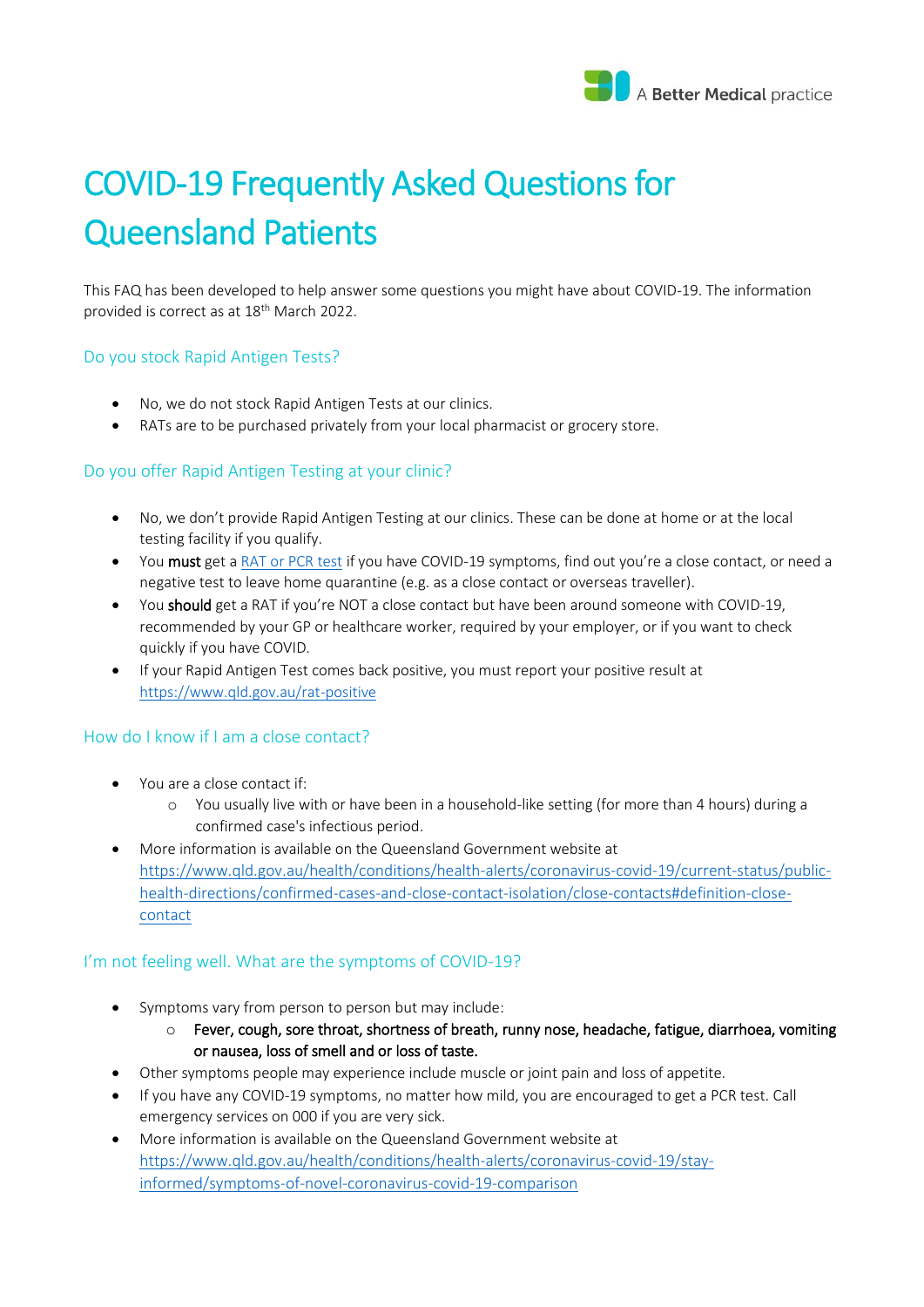# COVID-19 Frequently Asked Questions for Queensland Patients

This FAQ has been developed to help answer some questions you might have about COVID-19. The information provided is correct as at 18th March 2022.

## Do you stock Rapid Antigen Tests?

- No, we do not stock Rapid Antigen Tests at our clinics.
- RATs are to be purchased privately from your local pharmacist or grocery store.

## Do you offer Rapid Antigen Testing at your clinic?

- No, we don't provide Rapid Antigen Testing at our clinics. These can be done at home or at the local testing facility if you qualify.
- You **must** get a RAT or PCR test if you have COVID-19 symptoms, find out you're a close contact, or need a negative test to leave home quarantine (e.g. as a close contact or overseas traveller).
- You **should** get a RAT if you're NOT a close contact but have been around someone with COVID-19, recommended by your GP or healthcare worker, required by your employer, or if you want to check quickly if you have COVID.
- If your Rapid Antigen Test comes back positive, you must report your positive result at https://www.qld.gov.au/rat-positive

## How do I know if I am a close contact?

- You are a close contact if:
  - You usually live with or have been in a household-like setting (for more than 4 hours) during a confirmed case's infectious period.
- More information is available on the Queensland Government website at https://www.qld.gov.au/health/conditions/health-alerts/coronavirus-covid-19/current-status/public-health-directions/confirmed-cases-and-close-contact-isolation/close-contacts#definition-close-contact

## I'm not feeling well. What are the symptoms of COVID-19?

- Symptoms vary from person to person but may include:
  - **Fever, cough, sore throat, shortness of breath, runny nose, headache, fatigue, diarrhoea, vomiting or nausea, loss of smell and or loss of taste.**
- Other symptoms people may experience include muscle or joint pain and loss of appetite.
- If you have any COVID-19 symptoms, no matter how mild, you are encouraged to get a PCR test. Call emergency services on 000 if you are very sick.
- More information is available on the Queensland Government website at https://www.qld.gov.au/health/conditions/health-alerts/coronavirus-covid-19/stay-informed/symptoms-of-novel-coronavirus-covid-19-comparison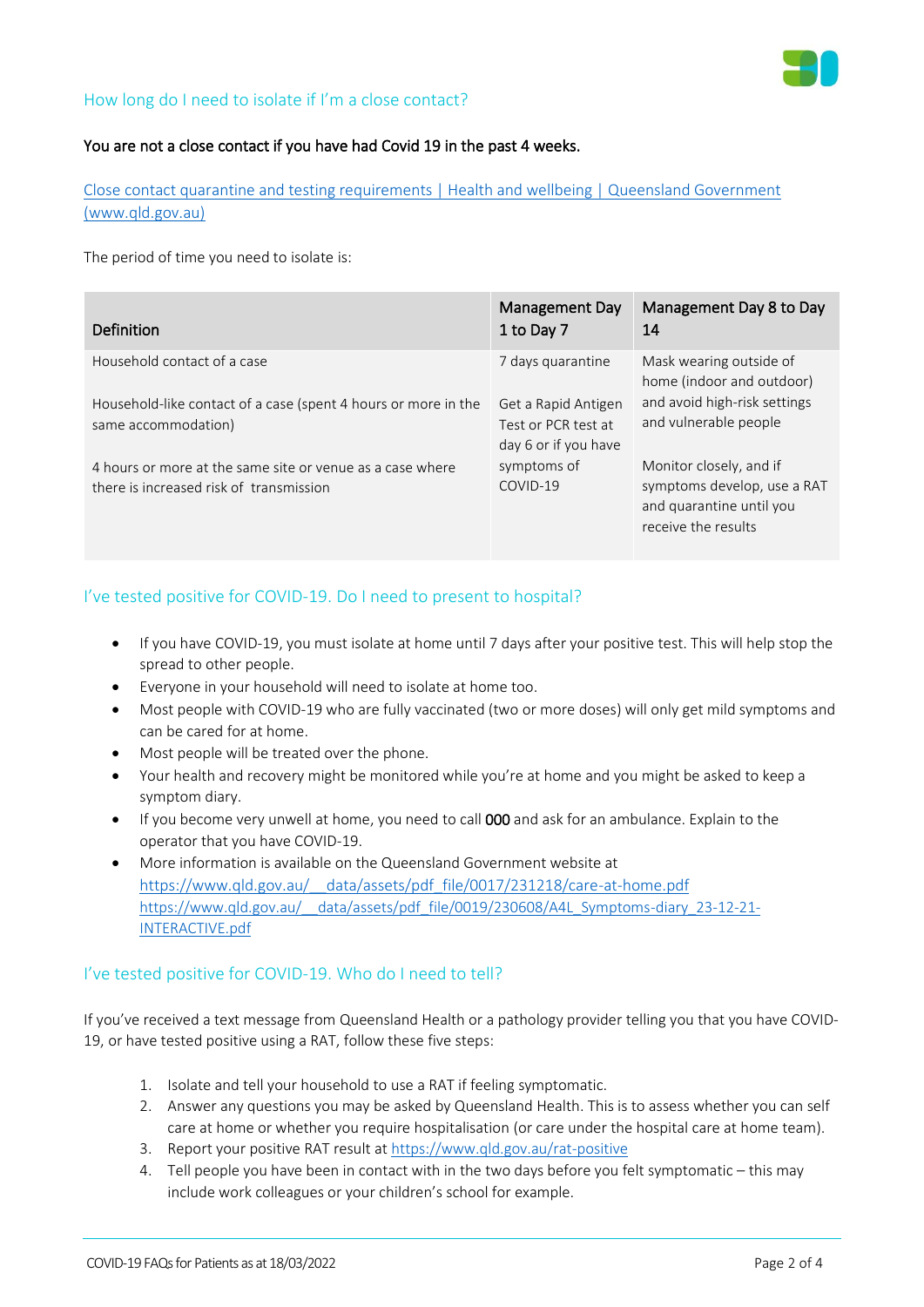## How long do I need to isolate if I'm a close contact?

**You are not a close contact if you have had Covid 19 in the past 4 weeks.**

[Close contact quarantine and testing requirements | Health and wellbeing | Queensland Government (www.qld.gov.au)](www.qld.gov.au)

The period of time you need to isolate is:

| Definition | Management Day 1 to Day 7 | Management Day 8 to Day 14 |
|---|---|---|
| Household contact of a case<br><br>Household-like contact of a case (spent 4 hours or more in the same accommodation)<br><br>4 hours or more at the same site or venue as a case where there is increased risk of transmission | 7 days quarantine<br><br>Get a Rapid Antigen Test or PCR test at day 6 or if you have symptoms of COVID-19 | Mask wearing outside of home (indoor and outdoor) and avoid high-risk settings and vulnerable people<br><br>Monitor closely, and if symptoms develop, use a RAT and quarantine until you receive the results |

## I've tested positive for COVID-19. Do I need to present to hospital?

- If you have COVID-19, you must isolate at home until 7 days after your positive test. This will help stop the spread to other people.
- Everyone in your household will need to isolate at home too.
- Most people with COVID-19 who are fully vaccinated (two or more doses) will only get mild symptoms and can be cared for at home.
- Most people will be treated over the phone.
- Your health and recovery might be monitored while you're at home and you might be asked to keep a symptom diary.
- If you become very unwell at home, you need to call **000** and ask for an ambulance. Explain to the operator that you have COVID-19.
- More information is available on the Queensland Government website at https://www.qld.gov.au/__data/assets/pdf_file/0017/231218/care-at-home.pdf https://www.qld.gov.au/__data/assets/pdf_file/0019/230608/A4L_Symptoms-diary_23-12-21-INTERACTIVE.pdf

## I've tested positive for COVID-19. Who do I need to tell?

If you've received a text message from Queensland Health or a pathology provider telling you that you have COVID-19, or have tested positive using a RAT, follow these five steps:

1. Isolate and tell your household to use a RAT if feeling symptomatic.
2. Answer any questions you may be asked by Queensland Health. This is to assess whether you can self care at home or whether you require hospitalisation (or care under the hospital care at home team).
3. Report your positive RAT result at https://www.qld.gov.au/rat-positive
4. Tell people you have been in contact with in the two days before you felt symptomatic – this may include work colleagues or your children's school for example.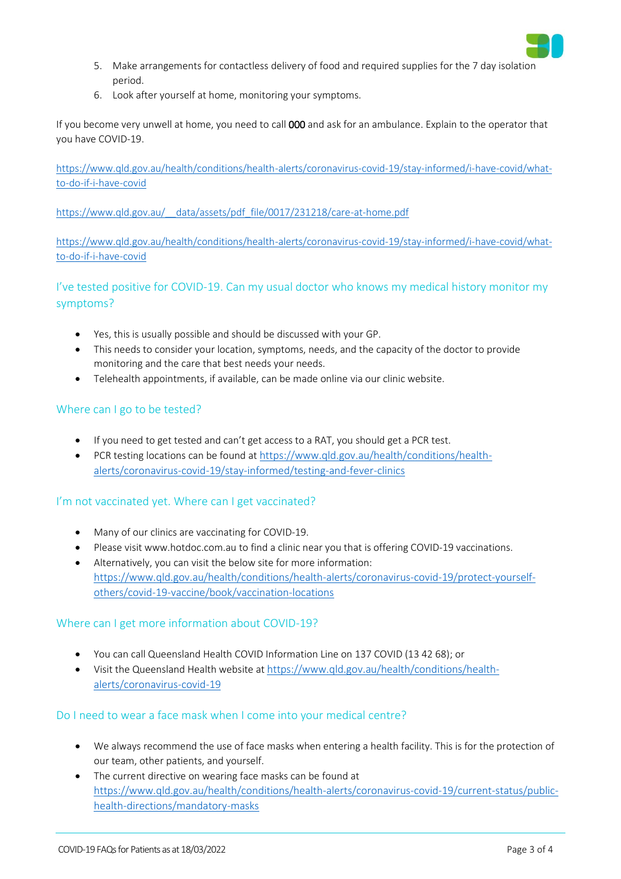5. Make arrangements for contactless delivery of food and required supplies for the 7 day isolation period.
6. Look after yourself at home, monitoring your symptoms.

If you become very unwell at home, you need to call **000** and ask for an ambulance. Explain to the operator that you have COVID-19.

https://www.qld.gov.au/health/conditions/health-alerts/coronavirus-covid-19/stay-informed/i-have-covid/what-to-do-if-i-have-covid

https://www.qld.gov.au/__data/assets/pdf_file/0017/231218/care-at-home.pdf

https://www.qld.gov.au/health/conditions/health-alerts/coronavirus-covid-19/stay-informed/i-have-covid/what-to-do-if-i-have-covid

## I've tested positive for COVID-19. Can my usual doctor who knows my medical history monitor my symptoms?

- Yes, this is usually possible and should be discussed with your GP.
- This needs to consider your location, symptoms, needs, and the capacity of the doctor to provide monitoring and the care that best needs your needs.
- Telehealth appointments, if available, can be made online via our clinic website.

## Where can I go to be tested?

- If you need to get tested and can't get access to a RAT, you should get a PCR test.
- PCR testing locations can be found at https://www.qld.gov.au/health/conditions/health-alerts/coronavirus-covid-19/stay-informed/testing-and-fever-clinics

## I'm not vaccinated yet. Where can I get vaccinated?

- Many of our clinics are vaccinating for COVID-19.
- Please visit www.hotdoc.com.au to find a clinic near you that is offering COVID-19 vaccinations.
- Alternatively, you can visit the below site for more information: https://www.qld.gov.au/health/conditions/health-alerts/coronavirus-covid-19/protect-yourself-others/covid-19-vaccine/book/vaccination-locations

## Where can I get more information about COVID-19?

- You can call Queensland Health COVID Information Line on 137 COVID (13 42 68); or
- Visit the Queensland Health website at https://www.qld.gov.au/health/conditions/health-alerts/coronavirus-covid-19

## Do I need to wear a face mask when I come into your medical centre?

- We always recommend the use of face masks when entering a health facility. This is for the protection of our team, other patients, and yourself.
- The current directive on wearing face masks can be found at https://www.qld.gov.au/health/conditions/health-alerts/coronavirus-covid-19/current-status/public-health-directions/mandatory-masks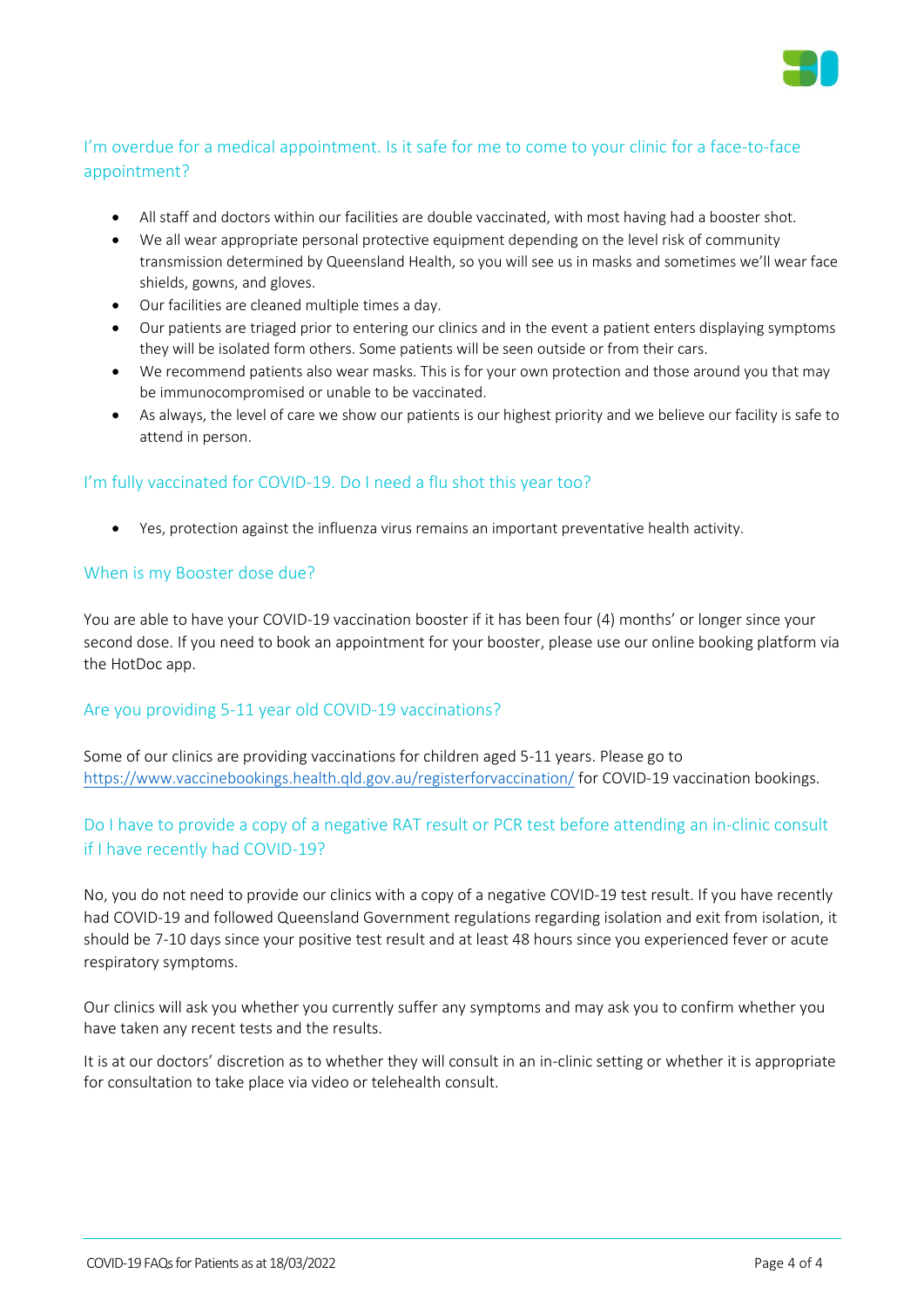## I'm overdue for a medical appointment. Is it safe for me to come to your clinic for a face-to-face appointment?

- All staff and doctors within our facilities are double vaccinated, with most having had a booster shot.
- We all wear appropriate personal protective equipment depending on the level risk of community transmission determined by Queensland Health, so you will see us in masks and sometimes we'll wear face shields, gowns, and gloves.
- Our facilities are cleaned multiple times a day.
- Our patients are triaged prior to entering our clinics and in the event a patient enters displaying symptoms they will be isolated form others. Some patients will be seen outside or from their cars.
- We recommend patients also wear masks. This is for your own protection and those around you that may be immunocompromised or unable to be vaccinated.
- As always, the level of care we show our patients is our highest priority and we believe our facility is safe to attend in person.

## I'm fully vaccinated for COVID-19. Do I need a flu shot this year too?

- Yes, protection against the influenza virus remains an important preventative health activity.

## When is my Booster dose due?

You are able to have your COVID-19 vaccination booster if it has been four (4) months' or longer since your second dose. If you need to book an appointment for your booster, please use our online booking platform via the HotDoc app.

## Are you providing 5-11 year old COVID-19 vaccinations?

Some of our clinics are providing vaccinations for children aged 5-11 years. Please go to https://www.vaccinebookings.health.qld.gov.au/registerforvaccination/ for COVID-19 vaccination bookings.

## Do I have to provide a copy of a negative RAT result or PCR test before attending an in-clinic consult if I have recently had COVID-19?

No, you do not need to provide our clinics with a copy of a negative COVID-19 test result. If you have recently had COVID-19 and followed Queensland Government regulations regarding isolation and exit from isolation, it should be 7-10 days since your positive test result and at least 48 hours since you experienced fever or acute respiratory symptoms.

Our clinics will ask you whether you currently suffer any symptoms and may ask you to confirm whether you have taken any recent tests and the results.

It is at our doctors' discretion as to whether they will consult in an in-clinic setting or whether it is appropriate for consultation to take place via video or telehealth consult.